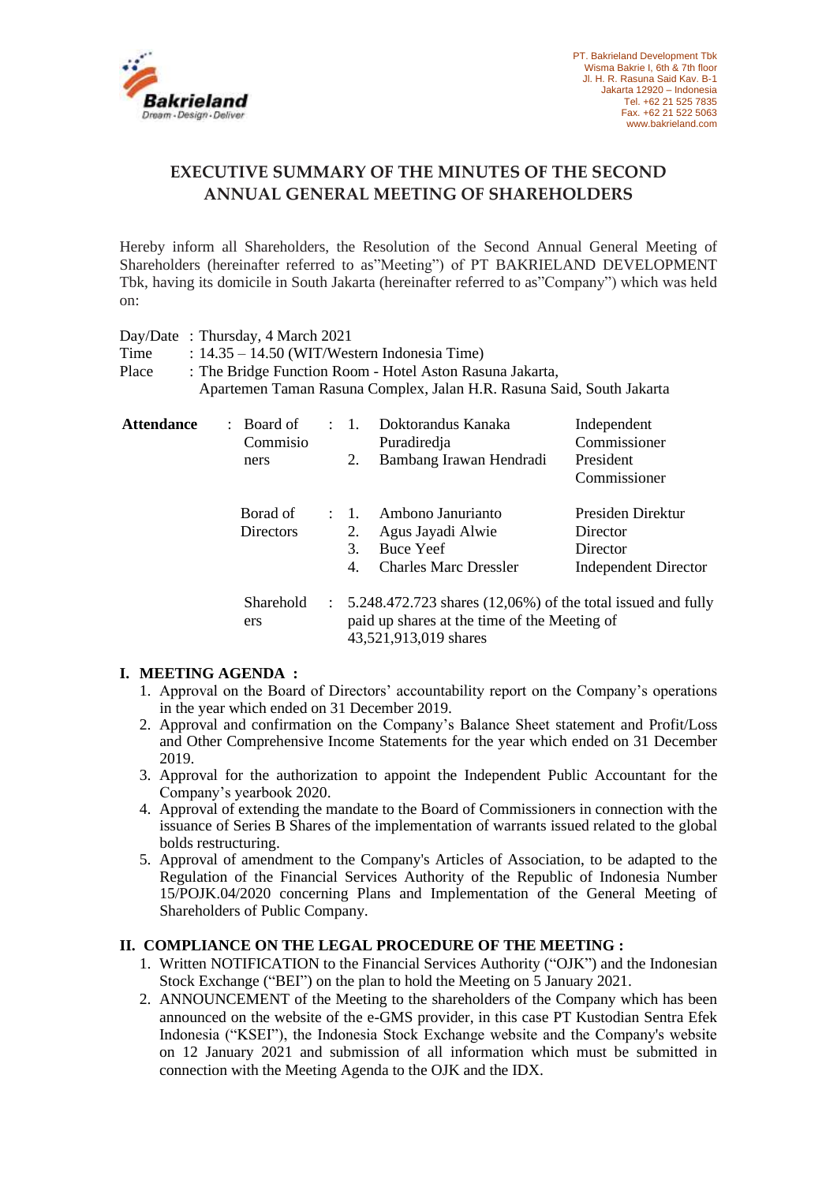PT. Bakrieland Development Tbk
Wisma Bakrie I, 6th & 7th floor
Jl. H. R. Rasuna Said Kav. B-1
Jakarta 12920 – Indonesia
Tel. +62 21 525 7835
Fax. +62 21 522 5063
www.bakrieland.com

# EXECUTIVE SUMMARY OF THE MINUTES OF THE SECOND ANNUAL GENERAL MEETING OF SHAREHOLDERS

Hereby inform all Shareholders, the Resolution of the Second Annual General Meeting of Shareholders (hereinafter referred to as"Meeting") of PT BAKRIELAND DEVELOPMENT Tbk, having its domicile in South Jakarta (hereinafter referred to as"Company") which was held on:

Day/Date : Thursday, 4 March 2021
Time : 14.35 – 14.50 (WIT/Western Indonesia Time)
Place : The Bridge Function Room - Hotel Aston Rasuna Jakarta, Apartemen Taman Rasuna Complex, Jalan H.R. Rasuna Said, South Jakarta

| **Attendance** | : Board of Commissioners | : | 1. | Doktorandus Kanaka Puradiredja | Independent Commissioner |
|---|---|---|---|---|---|
| | | | 2. | Bambang Irawan Hendradi | President Commissioner |
| | Borad of Directors | : | 1. | Ambono Janurianto | Presiden Direktur |
| | | | 2. | Agus Jayadi Alwie | Director |
| | | | 3. | Buce Yeef | Director |
| | | | 4. | Charles Marc Dressler | Independent Director |
| | Shareholders | : | 5.248.472.723 shares (12,06%) of the total issued and fully paid up shares at the time of the Meeting of 43,521,913,019 shares | | |

## I. MEETING AGENDA :

1. Approval on the Board of Directors' accountability report on the Company's operations in the year which ended on 31 December 2019.
2. Approval and confirmation on the Company's Balance Sheet statement and Profit/Loss and Other Comprehensive Income Statements for the year which ended on 31 December 2019.
3. Approval for the authorization to appoint the Independent Public Accountant for the Company's yearbook 2020.
4. Approval of extending the mandate to the Board of Commissioners in connection with the issuance of Series B Shares of the implementation of warrants issued related to the global bolds restructuring.
5. Approval of amendment to the Company's Articles of Association, to be adapted to the Regulation of the Financial Services Authority of the Republic of Indonesia Number 15/POJK.04/2020 concerning Plans and Implementation of the General Meeting of Shareholders of Public Company.

## II. COMPLIANCE ON THE LEGAL PROCEDURE OF THE MEETING :

1. Written NOTIFICATION to the Financial Services Authority ("OJK") and the Indonesian Stock Exchange ("BEI") on the plan to hold the Meeting on 5 January 2021.
2. ANNOUNCEMENT of the Meeting to the shareholders of the Company which has been announced on the website of the e-GMS provider, in this case PT Kustodian Sentra Efek Indonesia ("KSEI"), the Indonesia Stock Exchange website and the Company's website on 12 January 2021 and submission of all information which must be submitted in connection with the Meeting Agenda to the OJK and the IDX.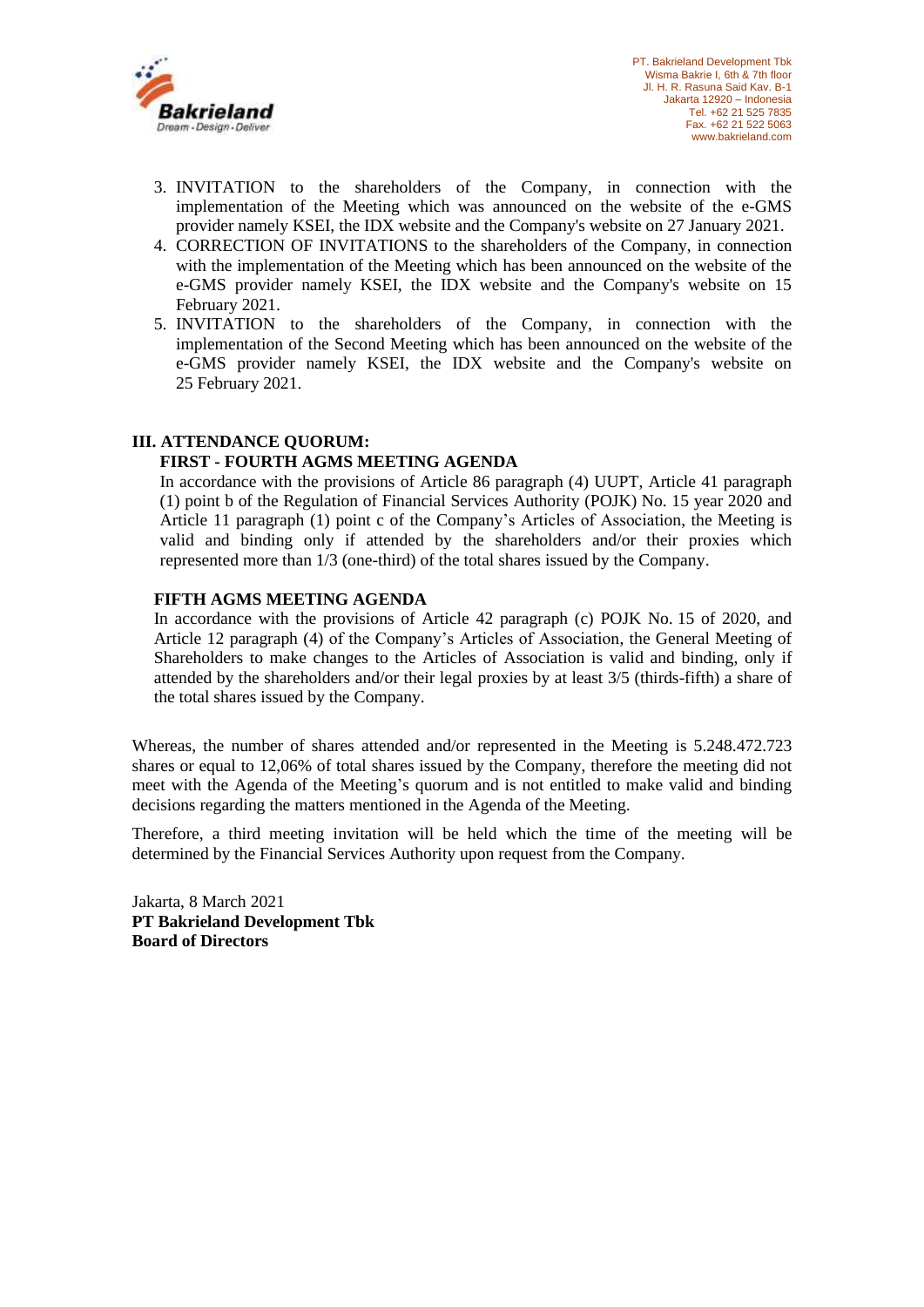3. INVITATION to the shareholders of the Company, in connection with the implementation of the Meeting which was announced on the website of the e-GMS provider namely KSEI, the IDX website and the Company's website on 27 January 2021.
4. CORRECTION OF INVITATIONS to the shareholders of the Company, in connection with the implementation of the Meeting which has been announced on the website of the e-GMS provider namely KSEI, the IDX website and the Company's website on 15 February 2021.
5. INVITATION to the shareholders of the Company, in connection with the implementation of the Second Meeting which has been announced on the website of the e-GMS provider namely KSEI, the IDX website and the Company's website on 25 February 2021.

## III. ATTENDANCE QUORUM:

**FIRST - FOURTH AGMS MEETING AGENDA**

In accordance with the provisions of Article 86 paragraph (4) UUPT, Article 41 paragraph (1) point b of the Regulation of Financial Services Authority (POJK) No. 15 year 2020 and Article 11 paragraph (1) point c of the Company's Articles of Association, the Meeting is valid and binding only if attended by the shareholders and/or their proxies which represented more than 1/3 (one-third) of the total shares issued by the Company.

**FIFTH AGMS MEETING AGENDA**

In accordance with the provisions of Article 42 paragraph (c) POJK No. 15 of 2020, and Article 12 paragraph (4) of the Company's Articles of Association, the General Meeting of Shareholders to make changes to the Articles of Association is valid and binding, only if attended by the shareholders and/or their legal proxies by at least 3/5 (thirds-fifth) a share of the total shares issued by the Company.

Whereas, the number of shares attended and/or represented in the Meeting is 5.248.472.723 shares or equal to 12,06% of total shares issued by the Company, therefore the meeting did not meet with the Agenda of the Meeting's quorum and is not entitled to make valid and binding decisions regarding the matters mentioned in the Agenda of the Meeting.

Therefore, a third meeting invitation will be held which the time of the meeting will be determined by the Financial Services Authority upon request from the Company.

Jakarta, 8 March 2021
**PT Bakrieland Development Tbk**
**Board of Directors**